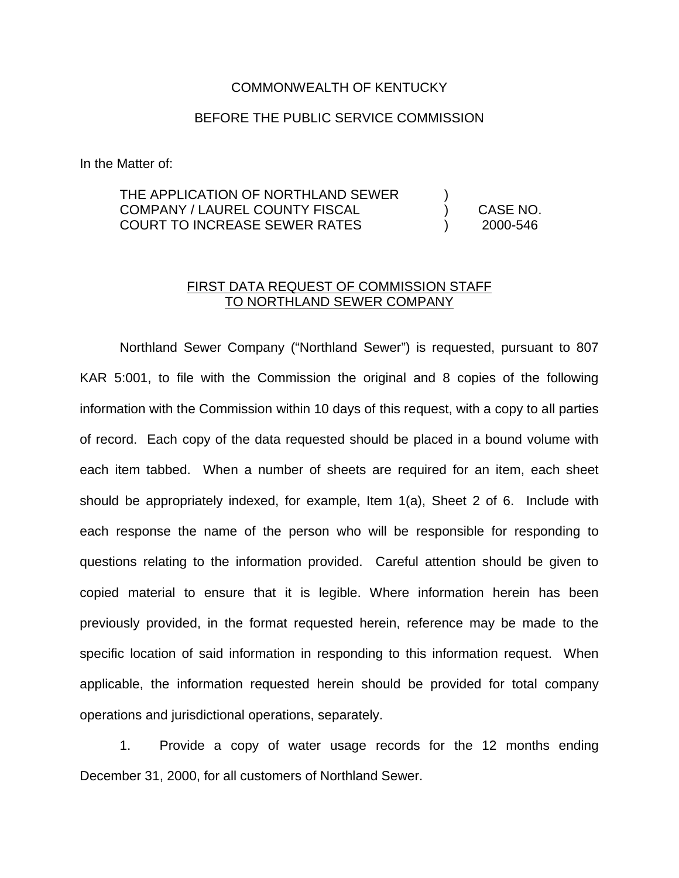COMMONWEALTH OF KENTUCKY

BEFORE THE PUBLIC SERVICE COMMISSION

In the Matter of:

| | | |
|---|---|---|
| THE APPLICATION OF NORTHLAND SEWER COMPANY / LAUREL COUNTY FISCAL COURT TO INCREASE SEWER RATES | ) ) ) | CASE NO. 2000-546 |

<u>FIRST DATA REQUEST OF COMMISSION STAFF TO NORTHLAND SEWER COMPANY</u>

Northland Sewer Company ("Northland Sewer") is requested, pursuant to 807 KAR 5:001, to file with the Commission the original and 8 copies of the following information with the Commission within 10 days of this request, with a copy to all parties of record. Each copy of the data requested should be placed in a bound volume with each item tabbed. When a number of sheets are required for an item, each sheet should be appropriately indexed, for example, Item 1(a), Sheet 2 of 6. Include with each response the name of the person who will be responsible for responding to questions relating to the information provided. Careful attention should be given to copied material to ensure that it is legible. Where information herein has been previously provided, in the format requested herein, reference may be made to the specific location of said information in responding to this information request. When applicable, the information requested herein should be provided for total company operations and jurisdictional operations, separately.

1. Provide a copy of water usage records for the 12 months ending December 31, 2000, for all customers of Northland Sewer.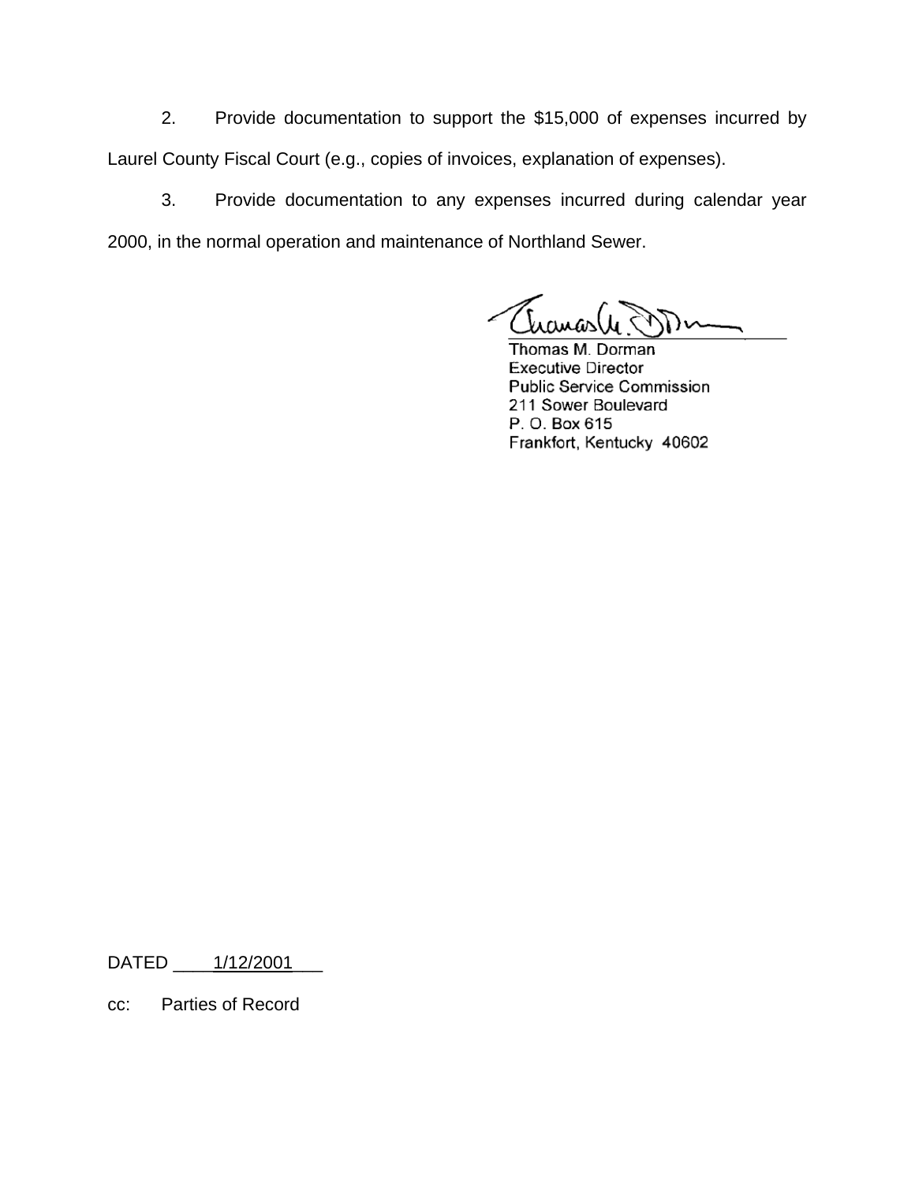2. Provide documentation to support the $15,000 of expenses incurred by Laurel County Fiscal Court (e.g., copies of invoices, explanation of expenses).

3. Provide documentation to any expenses incurred during calendar year 2000, in the normal operation and maintenance of Northland Sewer.

Thomas M. Dorman
Executive Director
Public Service Commission
211 Sower Boulevard
P. O. Box 615
Frankfort, Kentucky 40602

DATED 1/12/2001

cc: Parties of Record